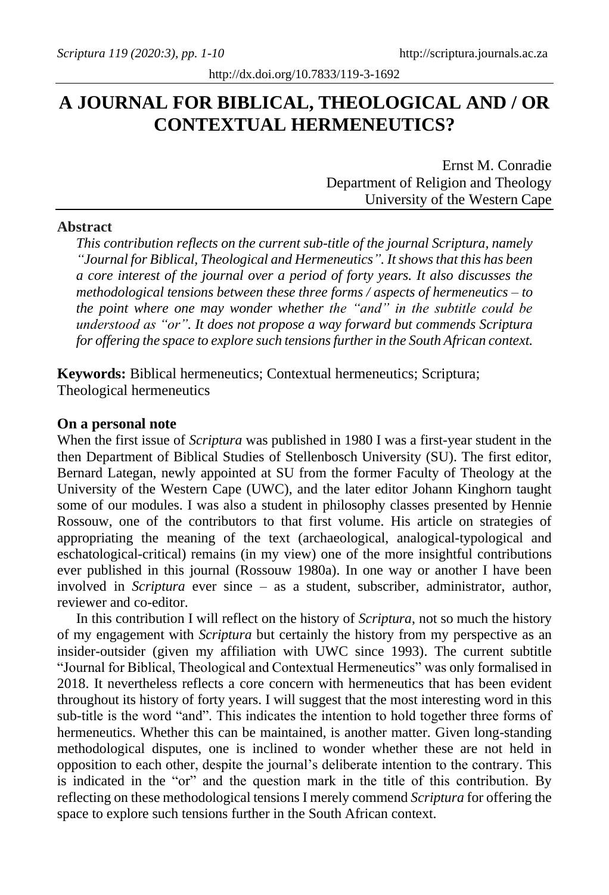# A JOURNAL FOR BIBLICAL, THEOLOGICAL AND / OR CONTEXTUAL HERMENEUTICS?

Ernst M. Conradie
Department of Religion and Theology
University of the Western Cape

## Abstract

*This contribution reflects on the current sub-title of the journal Scriptura, namely "Journal for Biblical, Theological and Hermeneutics". It shows that this has been a core interest of the journal over a period of forty years. It also discusses the methodological tensions between these three forms / aspects of hermeneutics – to the point where one may wonder whether the "and" in the subtitle could be understood as "or". It does not propose a way forward but commends Scriptura for offering the space to explore such tensions further in the South African context.*

**Keywords:** Biblical hermeneutics; Contextual hermeneutics; Scriptura; Theological hermeneutics

### On a personal note

When the first issue of *Scriptura* was published in 1980 I was a first-year student in the then Department of Biblical Studies of Stellenbosch University (SU). The first editor, Bernard Lategan, newly appointed at SU from the former Faculty of Theology at the University of the Western Cape (UWC), and the later editor Johann Kinghorn taught some of our modules. I was also a student in philosophy classes presented by Hennie Rossouw, one of the contributors to that first volume. His article on strategies of appropriating the meaning of the text (archaeological, analogical-typological and eschatological-critical) remains (in my view) one of the more insightful contributions ever published in this journal (Rossouw 1980a). In one way or another I have been involved in *Scriptura* ever since – as a student, subscriber, administrator, author, reviewer and co-editor.

In this contribution I will reflect on the history of *Scriptura*, not so much the history of my engagement with *Scriptura* but certainly the history from my perspective as an insider-outsider (given my affiliation with UWC since 1993). The current subtitle "Journal for Biblical, Theological and Contextual Hermeneutics" was only formalised in 2018. It nevertheless reflects a core concern with hermeneutics that has been evident throughout its history of forty years. I will suggest that the most interesting word in this sub-title is the word "and". This indicates the intention to hold together three forms of hermeneutics. Whether this can be maintained, is another matter. Given long-standing methodological disputes, one is inclined to wonder whether these are not held in opposition to each other, despite the journal's deliberate intention to the contrary. This is indicated in the "or" and the question mark in the title of this contribution. By reflecting on these methodological tensions I merely commend *Scriptura* for offering the space to explore such tensions further in the South African context.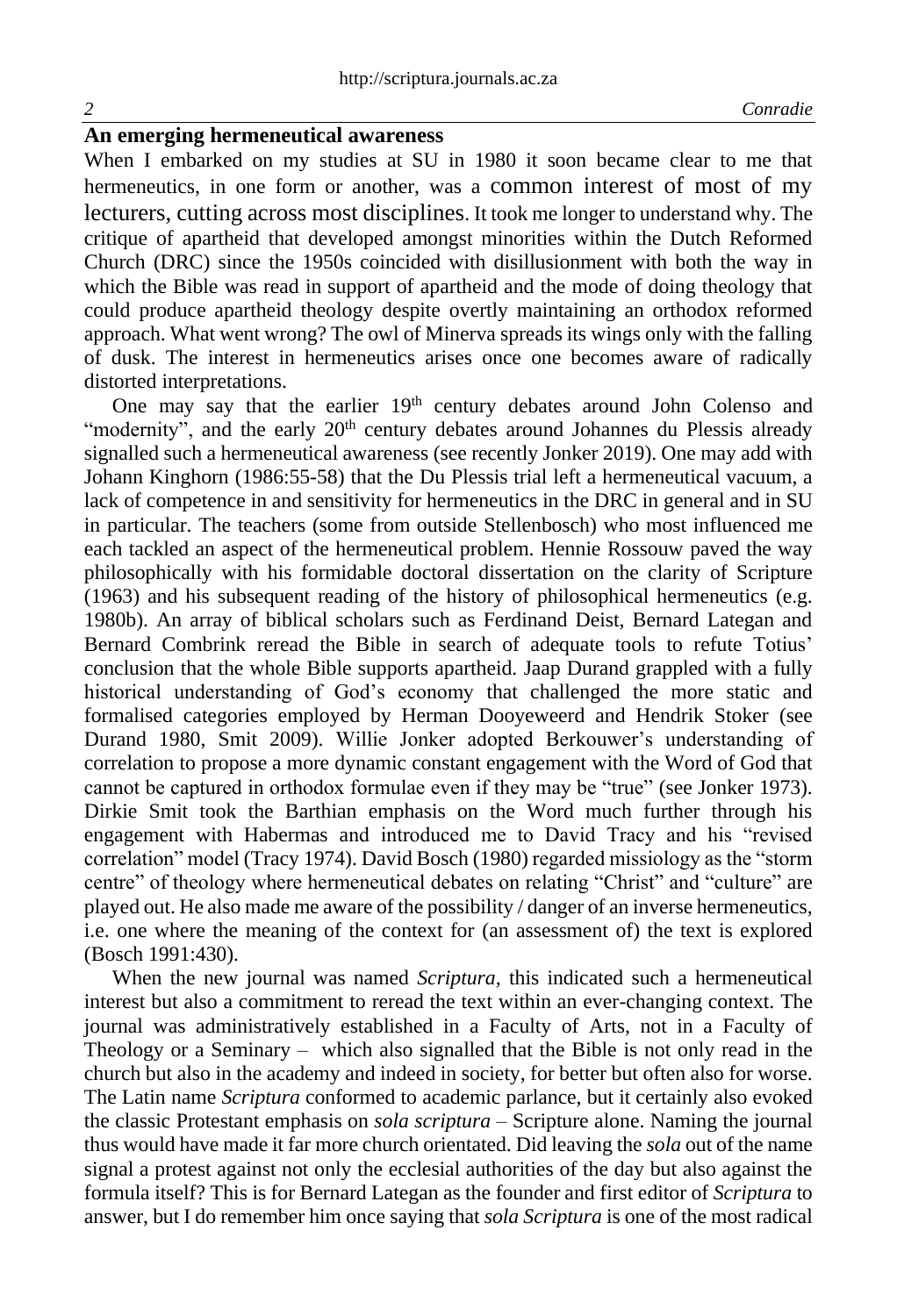## An emerging hermeneutical awareness

When I embarked on my studies at SU in 1980 it soon became clear to me that hermeneutics, in one form or another, was a common interest of most of my lecturers, cutting across most disciplines. It took me longer to understand why. The critique of apartheid that developed amongst minorities within the Dutch Reformed Church (DRC) since the 1950s coincided with disillusionment with both the way in which the Bible was read in support of apartheid and the mode of doing theology that could produce apartheid theology despite overtly maintaining an orthodox reformed approach. What went wrong? The owl of Minerva spreads its wings only with the falling of dusk. The interest in hermeneutics arises once one becomes aware of radically distorted interpretations.

One may say that the earlier 19th century debates around John Colenso and "modernity", and the early 20th century debates around Johannes du Plessis already signalled such a hermeneutical awareness (see recently Jonker 2019). One may add with Johann Kinghorn (1986:55-58) that the Du Plessis trial left a hermeneutical vacuum, a lack of competence in and sensitivity for hermeneutics in the DRC in general and in SU in particular. The teachers (some from outside Stellenbosch) who most influenced me each tackled an aspect of the hermeneutical problem. Hennie Rossouw paved the way philosophically with his formidable doctoral dissertation on the clarity of Scripture (1963) and his subsequent reading of the history of philosophical hermeneutics (e.g. 1980b). An array of biblical scholars such as Ferdinand Deist, Bernard Lategan and Bernard Combrink reread the Bible in search of adequate tools to refute Totius' conclusion that the whole Bible supports apartheid. Jaap Durand grappled with a fully historical understanding of God's economy that challenged the more static and formalised categories employed by Herman Dooyeweerd and Hendrik Stoker (see Durand 1980, Smit 2009). Willie Jonker adopted Berkouwer's understanding of correlation to propose a more dynamic constant engagement with the Word of God that cannot be captured in orthodox formulae even if they may be "true" (see Jonker 1973). Dirkie Smit took the Barthian emphasis on the Word much further through his engagement with Habermas and introduced me to David Tracy and his "revised correlation" model (Tracy 1974). David Bosch (1980) regarded missiology as the "storm centre" of theology where hermeneutical debates on relating "Christ" and "culture" are played out. He also made me aware of the possibility / danger of an inverse hermeneutics, i.e. one where the meaning of the context for (an assessment of) the text is explored (Bosch 1991:430).

When the new journal was named *Scriptura,* this indicated such a hermeneutical interest but also a commitment to reread the text within an ever-changing context. The journal was administratively established in a Faculty of Arts, not in a Faculty of Theology or a Seminary – which also signalled that the Bible is not only read in the church but also in the academy and indeed in society, for better but often also for worse. The Latin name *Scriptura* conformed to academic parlance, but it certainly also evoked the classic Protestant emphasis on *sola scriptura* – Scripture alone. Naming the journal thus would have made it far more church orientated. Did leaving the *sola* out of the name signal a protest against not only the ecclesial authorities of the day but also against the formula itself? This is for Bernard Lategan as the founder and first editor of *Scriptura* to answer, but I do remember him once saying that *sola Scriptura* is one of the most radical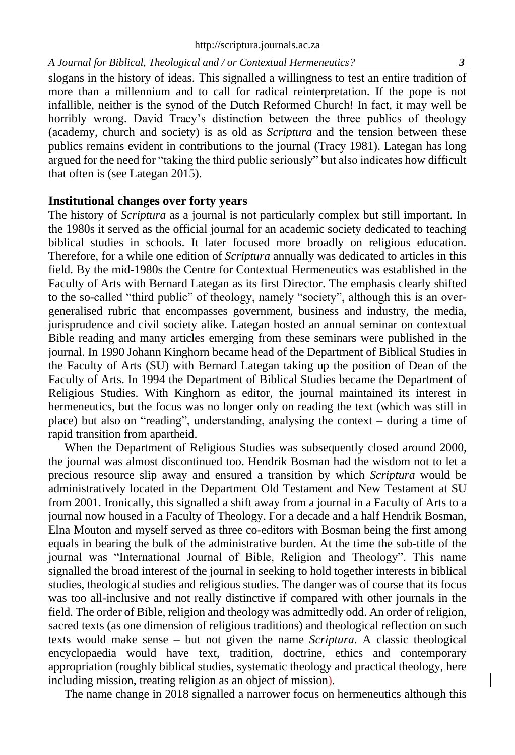slogans in the history of ideas. This signalled a willingness to test an entire tradition of more than a millennium and to call for radical reinterpretation. If the pope is not infallible, neither is the synod of the Dutch Reformed Church! In fact, it may well be horribly wrong. David Tracy's distinction between the three publics of theology (academy, church and society) is as old as *Scriptura* and the tension between these publics remains evident in contributions to the journal (Tracy 1981). Lategan has long argued for the need for "taking the third public seriously" but also indicates how difficult that often is (see Lategan 2015).

## Institutional changes over forty years

The history of *Scriptura* as a journal is not particularly complex but still important. In the 1980s it served as the official journal for an academic society dedicated to teaching biblical studies in schools. It later focused more broadly on religious education. Therefore, for a while one edition of *Scriptura* annually was dedicated to articles in this field. By the mid-1980s the Centre for Contextual Hermeneutics was established in the Faculty of Arts with Bernard Lategan as its first Director. The emphasis clearly shifted to the so-called "third public" of theology, namely "society", although this is an over-generalised rubric that encompasses government, business and industry, the media, jurisprudence and civil society alike. Lategan hosted an annual seminar on contextual Bible reading and many articles emerging from these seminars were published in the journal. In 1990 Johann Kinghorn became head of the Department of Biblical Studies in the Faculty of Arts (SU) with Bernard Lategan taking up the position of Dean of the Faculty of Arts. In 1994 the Department of Biblical Studies became the Department of Religious Studies. With Kinghorn as editor, the journal maintained its interest in hermeneutics, but the focus was no longer only on reading the text (which was still in place) but also on "reading", understanding, analysing the context – during a time of rapid transition from apartheid.

When the Department of Religious Studies was subsequently closed around 2000, the journal was almost discontinued too. Hendrik Bosman had the wisdom not to let a precious resource slip away and ensured a transition by which *Scriptura* would be administratively located in the Department Old Testament and New Testament at SU from 2001. Ironically, this signalled a shift away from a journal in a Faculty of Arts to a journal now housed in a Faculty of Theology. For a decade and a half Hendrik Bosman, Elna Mouton and myself served as three co-editors with Bosman being the first among equals in bearing the bulk of the administrative burden. At the time the sub-title of the journal was "International Journal of Bible, Religion and Theology". This name signalled the broad interest of the journal in seeking to hold together interests in biblical studies, theological studies and religious studies. The danger was of course that its focus was too all-inclusive and not really distinctive if compared with other journals in the field. The order of Bible, religion and theology was admittedly odd. An order of religion, sacred texts (as one dimension of religious traditions) and theological reflection on such texts would make sense – but not given the name *Scriptura*. A classic theological encyclopaedia would have text, tradition, doctrine, ethics and contemporary appropriation (roughly biblical studies, systematic theology and practical theology, here including mission, treating religion as an object of mission).

The name change in 2018 signalled a narrower focus on hermeneutics although this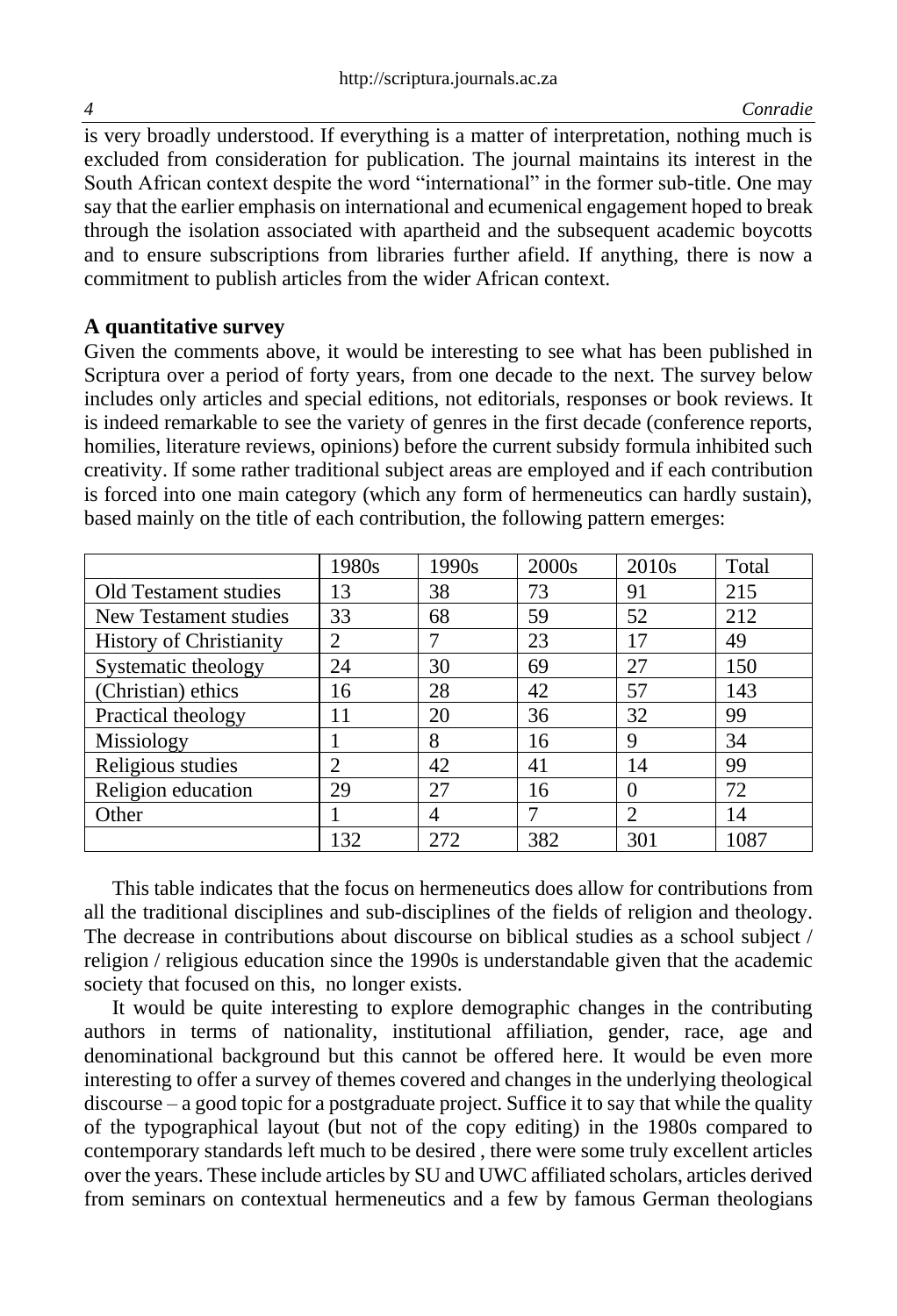is very broadly understood. If everything is a matter of interpretation, nothing much is excluded from consideration for publication. The journal maintains its interest in the South African context despite the word "international" in the former sub-title. One may say that the earlier emphasis on international and ecumenical engagement hoped to break through the isolation associated with apartheid and the subsequent academic boycotts and to ensure subscriptions from libraries further afield. If anything, there is now a commitment to publish articles from the wider African context.

## A quantitative survey

Given the comments above, it would be interesting to see what has been published in Scriptura over a period of forty years, from one decade to the next. The survey below includes only articles and special editions, not editorials, responses or book reviews. It is indeed remarkable to see the variety of genres in the first decade (conference reports, homilies, literature reviews, opinions) before the current subsidy formula inhibited such creativity. If some rather traditional subject areas are employed and if each contribution is forced into one main category (which any form of hermeneutics can hardly sustain), based mainly on the title of each contribution, the following pattern emerges:

| | 1980s | 1990s | 2000s | 2010s | Total |
|---|---|---|---|---|---|
| Old Testament studies | 13 | 38 | 73 | 91 | 215 |
| New Testament studies | 33 | 68 | 59 | 52 | 212 |
| History of Christianity | 2 | 7 | 23 | 17 | 49 |
| Systematic theology | 24 | 30 | 69 | 27 | 150 |
| (Christian) ethics | 16 | 28 | 42 | 57 | 143 |
| Practical theology | 11 | 20 | 36 | 32 | 99 |
| Missiology | 1 | 8 | 16 | 9 | 34 |
| Religious studies | 2 | 42 | 41 | 14 | 99 |
| Religion education | 29 | 27 | 16 | 0 | 72 |
| Other | 1 | 4 | 7 | 2 | 14 |
| | 132 | 272 | 382 | 301 | 1087 |

This table indicates that the focus on hermeneutics does allow for contributions from all the traditional disciplines and sub-disciplines of the fields of religion and theology. The decrease in contributions about discourse on biblical studies as a school subject / religion / religious education since the 1990s is understandable given that the academic society that focused on this, no longer exists.

It would be quite interesting to explore demographic changes in the contributing authors in terms of nationality, institutional affiliation, gender, race, age and denominational background but this cannot be offered here. It would be even more interesting to offer a survey of themes covered and changes in the underlying theological discourse – a good topic for a postgraduate project. Suffice it to say that while the quality of the typographical layout (but not of the copy editing) in the 1980s compared to contemporary standards left much to be desired , there were some truly excellent articles over the years. These include articles by SU and UWC affiliated scholars, articles derived from seminars on contextual hermeneutics and a few by famous German theologians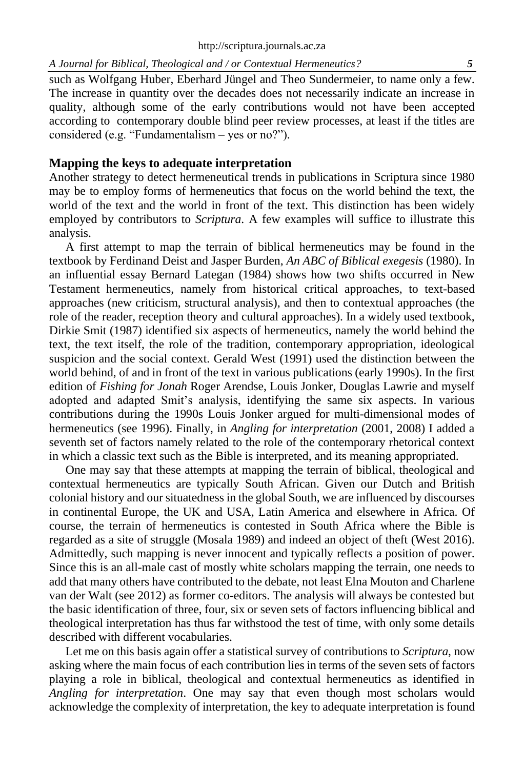such as Wolfgang Huber, Eberhard Jüngel and Theo Sundermeier, to name only a few. The increase in quantity over the decades does not necessarily indicate an increase in quality, although some of the early contributions would not have been accepted according to contemporary double blind peer review processes, at least if the titles are considered (e.g. "Fundamentalism – yes or no?").

## Mapping the keys to adequate interpretation

Another strategy to detect hermeneutical trends in publications in Scriptura since 1980 may be to employ forms of hermeneutics that focus on the world behind the text, the world of the text and the world in front of the text. This distinction has been widely employed by contributors to *Scriptura*. A few examples will suffice to illustrate this analysis.

A first attempt to map the terrain of biblical hermeneutics may be found in the textbook by Ferdinand Deist and Jasper Burden, *An ABC of Biblical exegesis* (1980). In an influential essay Bernard Lategan (1984) shows how two shifts occurred in New Testament hermeneutics, namely from historical critical approaches, to text-based approaches (new criticism, structural analysis), and then to contextual approaches (the role of the reader, reception theory and cultural approaches). In a widely used textbook, Dirkie Smit (1987) identified six aspects of hermeneutics, namely the world behind the text, the text itself, the role of the tradition, contemporary appropriation, ideological suspicion and the social context. Gerald West (1991) used the distinction between the world behind, of and in front of the text in various publications (early 1990s). In the first edition of *Fishing for Jonah* Roger Arendse, Louis Jonker, Douglas Lawrie and myself adopted and adapted Smit's analysis, identifying the same six aspects. In various contributions during the 1990s Louis Jonker argued for multi-dimensional modes of hermeneutics (see 1996). Finally, in *Angling for interpretation* (2001, 2008) I added a seventh set of factors namely related to the role of the contemporary rhetorical context in which a classic text such as the Bible is interpreted, and its meaning appropriated.

One may say that these attempts at mapping the terrain of biblical, theological and contextual hermeneutics are typically South African. Given our Dutch and British colonial history and our situatedness in the global South, we are influenced by discourses in continental Europe, the UK and USA, Latin America and elsewhere in Africa. Of course, the terrain of hermeneutics is contested in South Africa where the Bible is regarded as a site of struggle (Mosala 1989) and indeed an object of theft (West 2016). Admittedly, such mapping is never innocent and typically reflects a position of power. Since this is an all-male cast of mostly white scholars mapping the terrain, one needs to add that many others have contributed to the debate, not least Elna Mouton and Charlene van der Walt (see 2012) as former co-editors. The analysis will always be contested but the basic identification of three, four, six or seven sets of factors influencing biblical and theological interpretation has thus far withstood the test of time, with only some details described with different vocabularies.

Let me on this basis again offer a statistical survey of contributions to *Scriptura*, now asking where the main focus of each contribution lies in terms of the seven sets of factors playing a role in biblical, theological and contextual hermeneutics as identified in *Angling for interpretation*. One may say that even though most scholars would acknowledge the complexity of interpretation, the key to adequate interpretation is found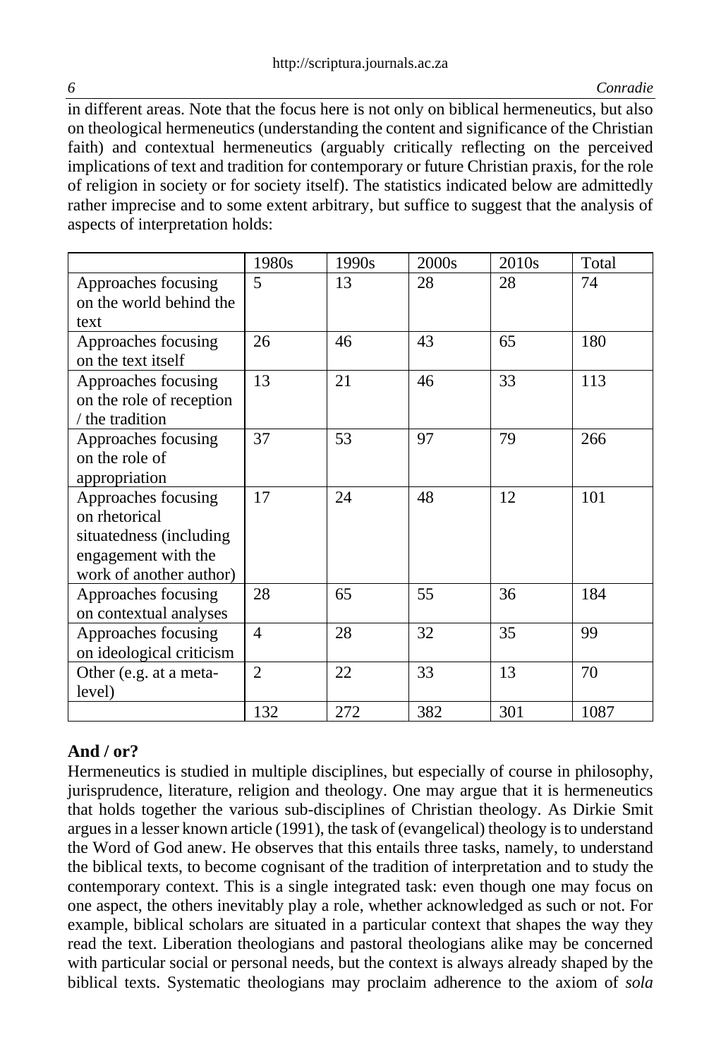in different areas. Note that the focus here is not only on biblical hermeneutics, but also on theological hermeneutics (understanding the content and significance of the Christian faith) and contextual hermeneutics (arguably critically reflecting on the perceived implications of text and tradition for contemporary or future Christian praxis, for the role of religion in society or for society itself). The statistics indicated below are admittedly rather imprecise and to some extent arbitrary, but suffice to suggest that the analysis of aspects of interpretation holds:

| | 1980s | 1990s | 2000s | 2010s | Total |
|---|---|---|---|---|---|
| Approaches focusing on the world behind the text | 5 | 13 | 28 | 28 | 74 |
| Approaches focusing on the text itself | 26 | 46 | 43 | 65 | 180 |
| Approaches focusing on the role of reception / the tradition | 13 | 21 | 46 | 33 | 113 |
| Approaches focusing on the role of appropriation | 37 | 53 | 97 | 79 | 266 |
| Approaches focusing on rhetorical situatedness (including engagement with the work of another author) | 17 | 24 | 48 | 12 | 101 |
| Approaches focusing on contextual analyses | 28 | 65 | 55 | 36 | 184 |
| Approaches focusing on ideological criticism | 4 | 28 | 32 | 35 | 99 |
| Other (e.g. at a meta-level) | 2 | 22 | 33 | 13 | 70 |
| | 132 | 272 | 382 | 301 | 1087 |

## And / or?

Hermeneutics is studied in multiple disciplines, but especially of course in philosophy, jurisprudence, literature, religion and theology. One may argue that it is hermeneutics that holds together the various sub-disciplines of Christian theology. As Dirkie Smit argues in a lesser known article (1991), the task of (evangelical) theology is to understand the Word of God anew. He observes that this entails three tasks, namely, to understand the biblical texts, to become cognisant of the tradition of interpretation and to study the contemporary context. This is a single integrated task: even though one may focus on one aspect, the others inevitably play a role, whether acknowledged as such or not. For example, biblical scholars are situated in a particular context that shapes the way they read the text. Liberation theologians and pastoral theologians alike may be concerned with particular social or personal needs, but the context is always already shaped by the biblical texts. Systematic theologians may proclaim adherence to the axiom of *sola*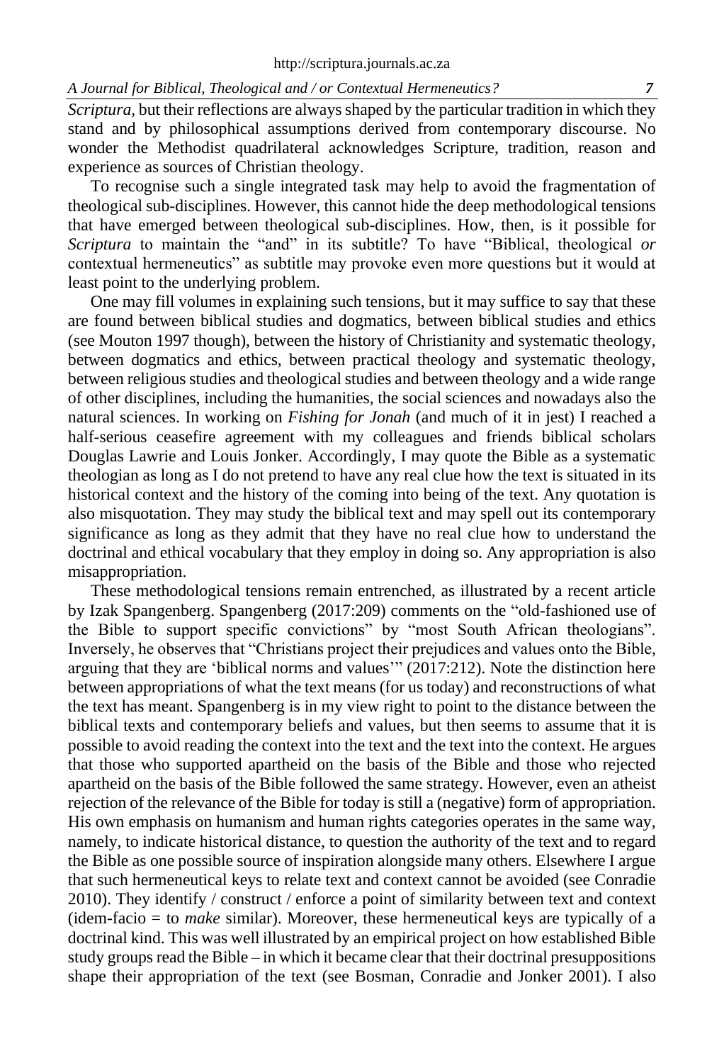*Scriptura*, but their reflections are always shaped by the particular tradition in which they stand and by philosophical assumptions derived from contemporary discourse. No wonder the Methodist quadrilateral acknowledges Scripture, tradition, reason and experience as sources of Christian theology.

To recognise such a single integrated task may help to avoid the fragmentation of theological sub-disciplines. However, this cannot hide the deep methodological tensions that have emerged between theological sub-disciplines. How, then, is it possible for *Scriptura* to maintain the "and" in its subtitle? To have "Biblical, theological *or* contextual hermeneutics" as subtitle may provoke even more questions but it would at least point to the underlying problem.

One may fill volumes in explaining such tensions, but it may suffice to say that these are found between biblical studies and dogmatics, between biblical studies and ethics (see Mouton 1997 though), between the history of Christianity and systematic theology, between dogmatics and ethics, between practical theology and systematic theology, between religious studies and theological studies and between theology and a wide range of other disciplines, including the humanities, the social sciences and nowadays also the natural sciences. In working on *Fishing for Jonah* (and much of it in jest) I reached a half-serious ceasefire agreement with my colleagues and friends biblical scholars Douglas Lawrie and Louis Jonker. Accordingly, I may quote the Bible as a systematic theologian as long as I do not pretend to have any real clue how the text is situated in its historical context and the history of the coming into being of the text. Any quotation is also misquotation. They may study the biblical text and may spell out its contemporary significance as long as they admit that they have no real clue how to understand the doctrinal and ethical vocabulary that they employ in doing so. Any appropriation is also misappropriation.

These methodological tensions remain entrenched, as illustrated by a recent article by Izak Spangenberg. Spangenberg (2017:209) comments on the "old-fashioned use of the Bible to support specific convictions" by "most South African theologians". Inversely, he observes that "Christians project their prejudices and values onto the Bible, arguing that they are 'biblical norms and values'" (2017:212). Note the distinction here between appropriations of what the text means (for us today) and reconstructions of what the text has meant. Spangenberg is in my view right to point to the distance between the biblical texts and contemporary beliefs and values, but then seems to assume that it is possible to avoid reading the context into the text and the text into the context. He argues that those who supported apartheid on the basis of the Bible and those who rejected apartheid on the basis of the Bible followed the same strategy. However, even an atheist rejection of the relevance of the Bible for today is still a (negative) form of appropriation. His own emphasis on humanism and human rights categories operates in the same way, namely, to indicate historical distance, to question the authority of the text and to regard the Bible as one possible source of inspiration alongside many others. Elsewhere I argue that such hermeneutical keys to relate text and context cannot be avoided (see Conradie 2010). They identify / construct / enforce a point of similarity between text and context (idem-facio = to *make* similar). Moreover, these hermeneutical keys are typically of a doctrinal kind. This was well illustrated by an empirical project on how established Bible study groups read the Bible – in which it became clear that their doctrinal presuppositions shape their appropriation of the text (see Bosman, Conradie and Jonker 2001). I also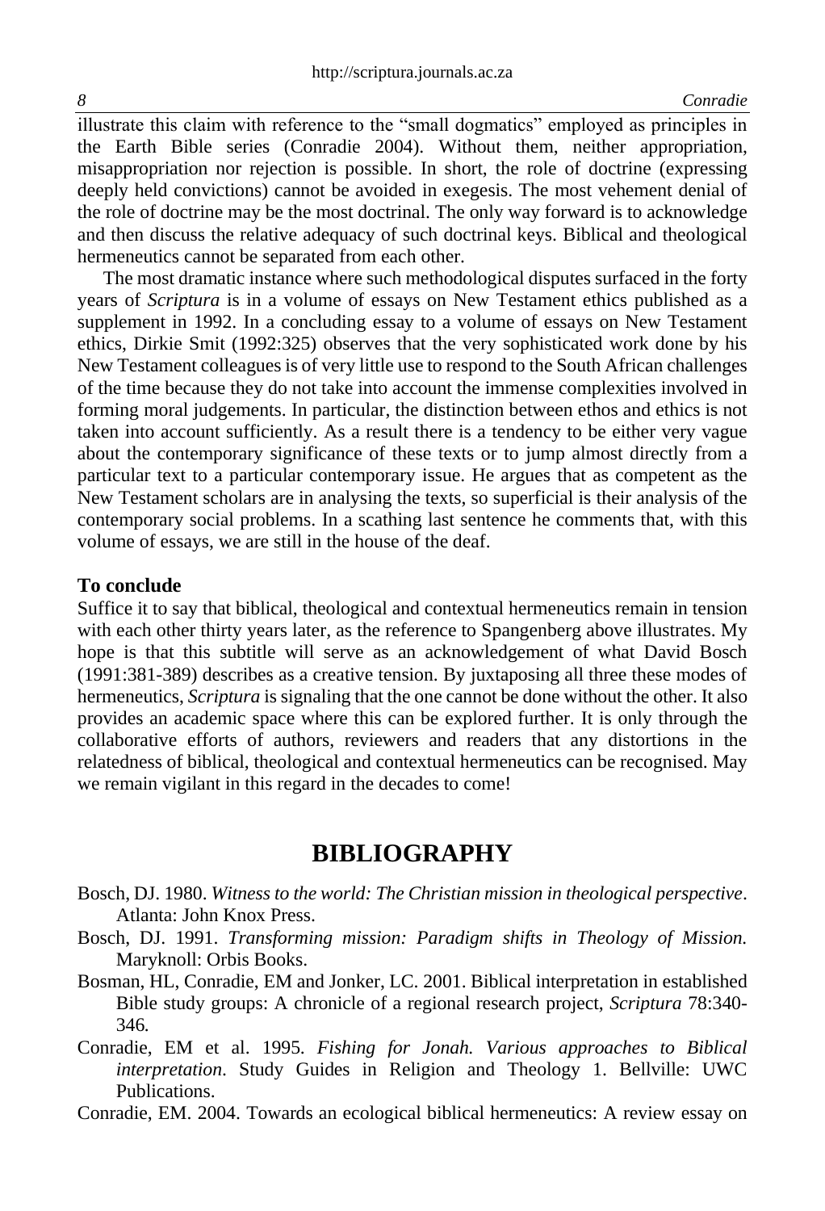illustrate this claim with reference to the "small dogmatics" employed as principles in the Earth Bible series (Conradie 2004). Without them, neither appropriation, misappropriation nor rejection is possible. In short, the role of doctrine (expressing deeply held convictions) cannot be avoided in exegesis. The most vehement denial of the role of doctrine may be the most doctrinal. The only way forward is to acknowledge and then discuss the relative adequacy of such doctrinal keys. Biblical and theological hermeneutics cannot be separated from each other.

The most dramatic instance where such methodological disputes surfaced in the forty years of *Scriptura* is in a volume of essays on New Testament ethics published as a supplement in 1992. In a concluding essay to a volume of essays on New Testament ethics, Dirkie Smit (1992:325) observes that the very sophisticated work done by his New Testament colleagues is of very little use to respond to the South African challenges of the time because they do not take into account the immense complexities involved in forming moral judgements. In particular, the distinction between ethos and ethics is not taken into account sufficiently. As a result there is a tendency to be either very vague about the contemporary significance of these texts or to jump almost directly from a particular text to a particular contemporary issue. He argues that as competent as the New Testament scholars are in analysing the texts, so superficial is their analysis of the contemporary social problems. In a scathing last sentence he comments that, with this volume of essays, we are still in the house of the deaf.

**To conclude**

Suffice it to say that biblical, theological and contextual hermeneutics remain in tension with each other thirty years later, as the reference to Spangenberg above illustrates. My hope is that this subtitle will serve as an acknowledgement of what David Bosch (1991:381-389) describes as a creative tension. By juxtaposing all three these modes of hermeneutics, *Scriptura* is signaling that the one cannot be done without the other. It also provides an academic space where this can be explored further. It is only through the collaborative efforts of authors, reviewers and readers that any distortions in the relatedness of biblical, theological and contextual hermeneutics can be recognised. May we remain vigilant in this regard in the decades to come!

# BIBLIOGRAPHY

Bosch, DJ. 1980. *Witness to the world: The Christian mission in theological perspective*. Atlanta: John Knox Press.

Bosch, DJ. 1991. *Transforming mission: Paradigm shifts in Theology of Mission.* Maryknoll: Orbis Books.

Bosman, HL, Conradie, EM and Jonker, LC. 2001. Biblical interpretation in established Bible study groups: A chronicle of a regional research project, *Scriptura* 78:340-346.

Conradie, EM et al. 1995. *Fishing for Jonah. Various approaches to Biblical interpretation*. Study Guides in Religion and Theology 1. Bellville: UWC Publications.

Conradie, EM. 2004. Towards an ecological biblical hermeneutics: A review essay on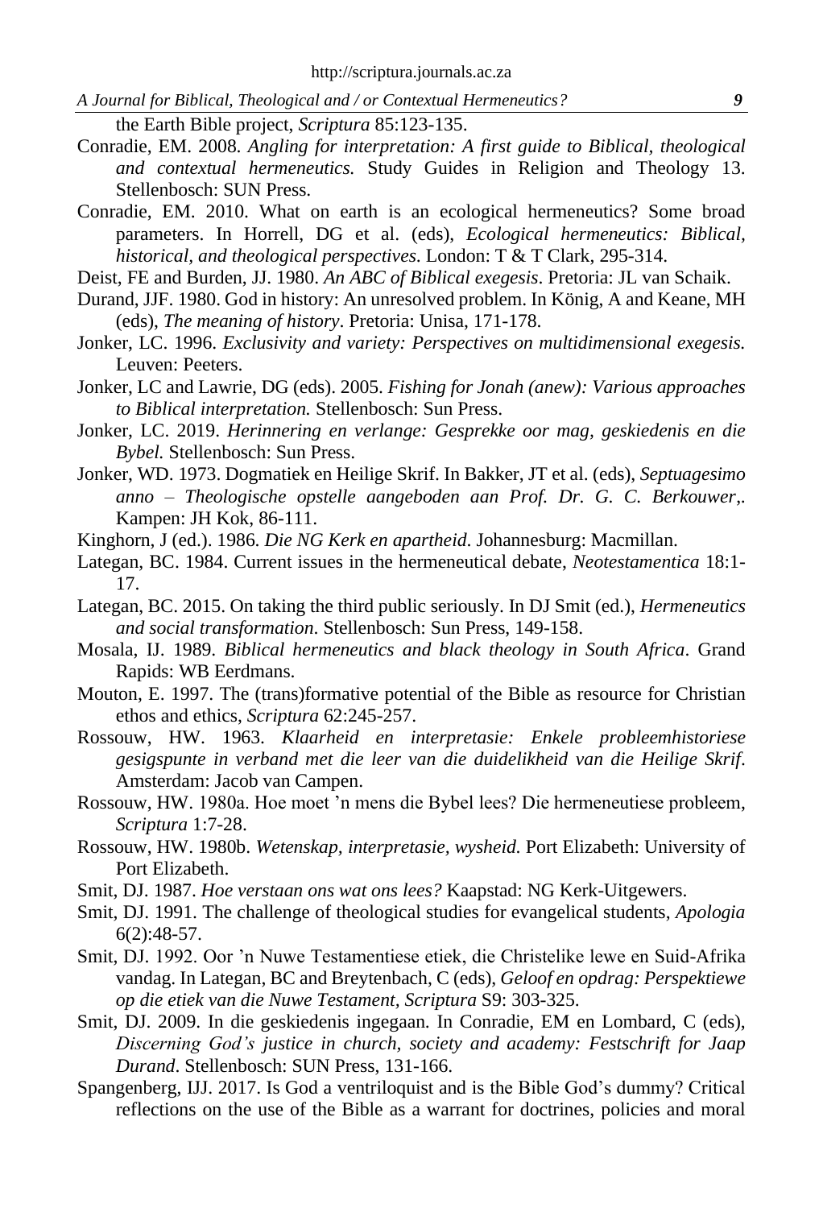the Earth Bible project, *Scriptura* 85:123-135.

Conradie, EM. 2008. *Angling for interpretation: A first guide to Biblical, theological and contextual hermeneutics.* Study Guides in Religion and Theology 13. Stellenbosch: SUN Press.

Conradie, EM. 2010. What on earth is an ecological hermeneutics? Some broad parameters. In Horrell, DG et al. (eds), *Ecological hermeneutics: Biblical, historical, and theological perspectives*. London: T & T Clark, 295-314.

Deist, FE and Burden, JJ. 1980. *An ABC of Biblical exegesis*. Pretoria: JL van Schaik.

Durand, JJF. 1980. God in history: An unresolved problem. In König, A and Keane, MH (eds), *The meaning of history*. Pretoria: Unisa, 171-178.

Jonker, LC. 1996. *Exclusivity and variety: Perspectives on multidimensional exegesis.* Leuven: Peeters.

Jonker, LC and Lawrie, DG (eds). 2005. *Fishing for Jonah (anew): Various approaches to Biblical interpretation.* Stellenbosch: Sun Press.

Jonker, LC. 2019. *Herinnering en verlange: Gesprekke oor mag, geskiedenis en die Bybel.* Stellenbosch: Sun Press.

Jonker, WD. 1973. Dogmatiek en Heilige Skrif. In Bakker, JT et al. (eds), *Septuagesimo anno – Theologische opstelle aangeboden aan Prof. Dr. G. C. Berkouwer,.* Kampen: JH Kok, 86-111.

Kinghorn, J (ed.). 1986. *Die NG Kerk en apartheid*. Johannesburg: Macmillan.

Lategan, BC. 1984. Current issues in the hermeneutical debate, *Neotestamentica* 18:1-17.

Lategan, BC. 2015. On taking the third public seriously. In DJ Smit (ed.), *Hermeneutics and social transformation*. Stellenbosch: Sun Press, 149-158.

Mosala, IJ. 1989. *Biblical hermeneutics and black theology in South Africa*. Grand Rapids: WB Eerdmans.

Mouton, E. 1997. The (trans)formative potential of the Bible as resource for Christian ethos and ethics, *Scriptura* 62:245-257.

Rossouw, HW. 1963. *Klaarheid en interpretasie: Enkele probleemhistoriese gesigspunte in verband met die leer van die duidelikheid van die Heilige Skrif*. Amsterdam: Jacob van Campen.

Rossouw, HW. 1980a. Hoe moet ’n mens die Bybel lees? Die hermeneutiese probleem, *Scriptura* 1:7-28.

Rossouw, HW. 1980b. *Wetenskap, interpretasie, wysheid.* Port Elizabeth: University of Port Elizabeth.

Smit, DJ. 1987. *Hoe verstaan ons wat ons lees?* Kaapstad: NG Kerk-Uitgewers.

Smit, DJ. 1991. The challenge of theological studies for evangelical students, *Apologia* 6(2):48-57.

Smit, DJ. 1992. Oor ’n Nuwe Testamentiese etiek, die Christelike lewe en Suid-Afrika vandag. In Lategan, BC and Breytenbach, C (eds), *Geloof en opdrag: Perspektiewe op die etiek van die Nuwe Testament, Scriptura* S9: 303-325.

Smit, DJ. 2009. In die geskiedenis ingegaan. In Conradie, EM en Lombard, C (eds), *Discerning God’s justice in church, society and academy: Festschrift for Jaap Durand*. Stellenbosch: SUN Press, 131-166.

Spangenberg, IJJ. 2017. Is God a ventriloquist and is the Bible God’s dummy? Critical reflections on the use of the Bible as a warrant for doctrines, policies and moral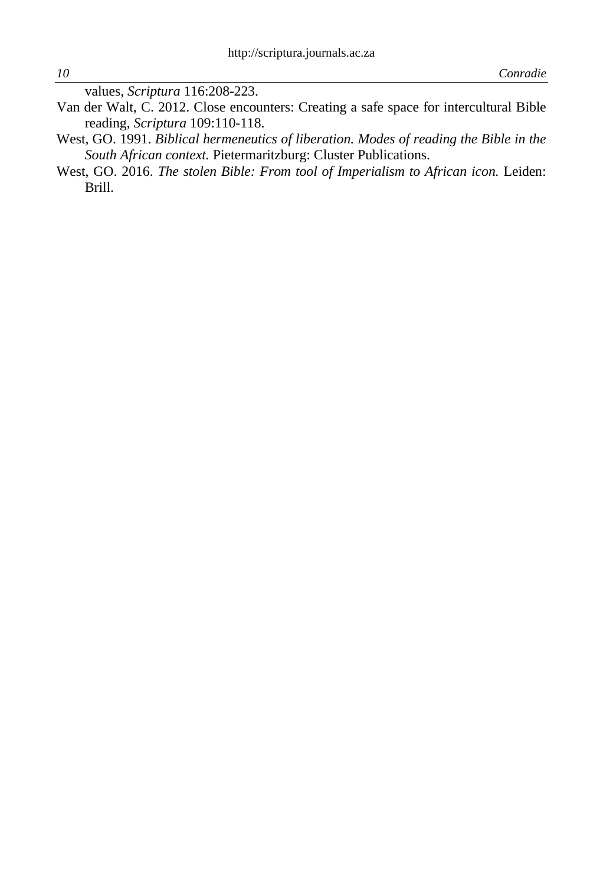values, *Scriptura* 116:208-223.

Van der Walt, C. 2012. Close encounters: Creating a safe space for intercultural Bible reading, *Scriptura* 109:110-118.

West, GO. 1991. *Biblical hermeneutics of liberation. Modes of reading the Bible in the South African context.* Pietermaritzburg: Cluster Publications.

West, GO. 2016. *The stolen Bible: From tool of Imperialism to African icon.* Leiden: Brill.